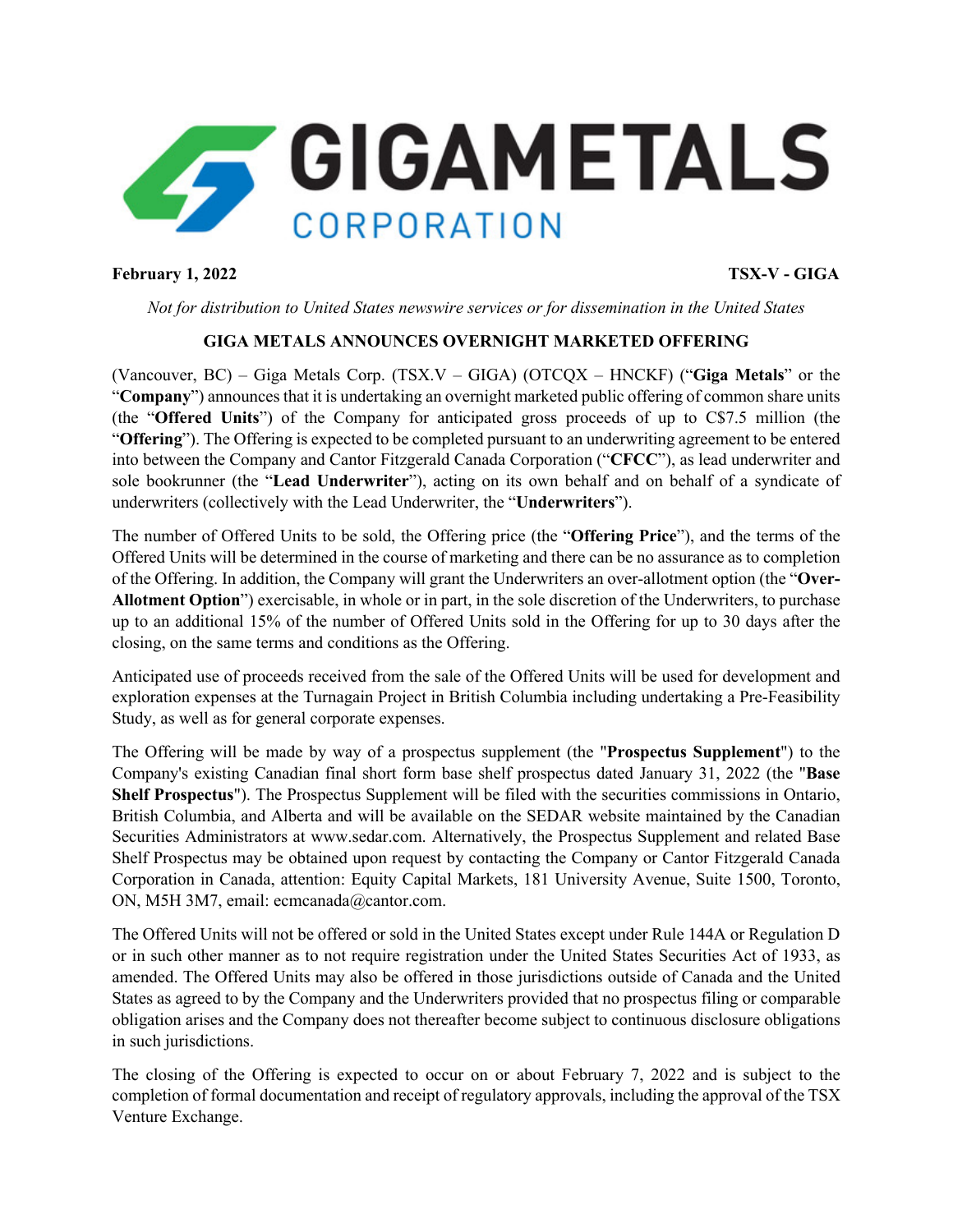**GIGAMETALS CORPORATION**

**February 1, 2022** **TSX-V - GIGA**

*Not for distribution to United States newswire services or for dissemination in the United States*

## GIGA METALS ANNOUNCES OVERNIGHT MARKETED OFFERING

(Vancouver, BC) – Giga Metals Corp. (TSX.V – GIGA) (OTCQX – HNCKF) ("**Giga Metals**" or the "**Company**") announces that it is undertaking an overnight marketed public offering of common share units (the "**Offered Units**") of the Company for anticipated gross proceeds of up to C$7.5 million (the "**Offering**"). The Offering is expected to be completed pursuant to an underwriting agreement to be entered into between the Company and Cantor Fitzgerald Canada Corporation ("**CFCC**"), as lead underwriter and sole bookrunner (the "**Lead Underwriter**"), acting on its own behalf and on behalf of a syndicate of underwriters (collectively with the Lead Underwriter, the "**Underwriters**").

The number of Offered Units to be sold, the Offering price (the "**Offering Price**"), and the terms of the Offered Units will be determined in the course of marketing and there can be no assurance as to completion of the Offering. In addition, the Company will grant the Underwriters an over-allotment option (the "**Over-Allotment Option**") exercisable, in whole or in part, in the sole discretion of the Underwriters, to purchase up to an additional 15% of the number of Offered Units sold in the Offering for up to 30 days after the closing, on the same terms and conditions as the Offering.

Anticipated use of proceeds received from the sale of the Offered Units will be used for development and exploration expenses at the Turnagain Project in British Columbia including undertaking a Pre-Feasibility Study, as well as for general corporate expenses.

The Offering will be made by way of a prospectus supplement (the "**Prospectus Supplement**") to the Company's existing Canadian final short form base shelf prospectus dated January 31, 2022 (the "**Base Shelf Prospectus**"). The Prospectus Supplement will be filed with the securities commissions in Ontario, British Columbia, and Alberta and will be available on the SEDAR website maintained by the Canadian Securities Administrators at www.sedar.com. Alternatively, the Prospectus Supplement and related Base Shelf Prospectus may be obtained upon request by contacting the Company or Cantor Fitzgerald Canada Corporation in Canada, attention: Equity Capital Markets, 181 University Avenue, Suite 1500, Toronto, ON, M5H 3M7, email: ecmcanada@cantor.com.

The Offered Units will not be offered or sold in the United States except under Rule 144A or Regulation D or in such other manner as to not require registration under the United States Securities Act of 1933, as amended. The Offered Units may also be offered in those jurisdictions outside of Canada and the United States as agreed to by the Company and the Underwriters provided that no prospectus filing or comparable obligation arises and the Company does not thereafter become subject to continuous disclosure obligations in such jurisdictions.

The closing of the Offering is expected to occur on or about February 7, 2022 and is subject to the completion of formal documentation and receipt of regulatory approvals, including the approval of the TSX Venture Exchange.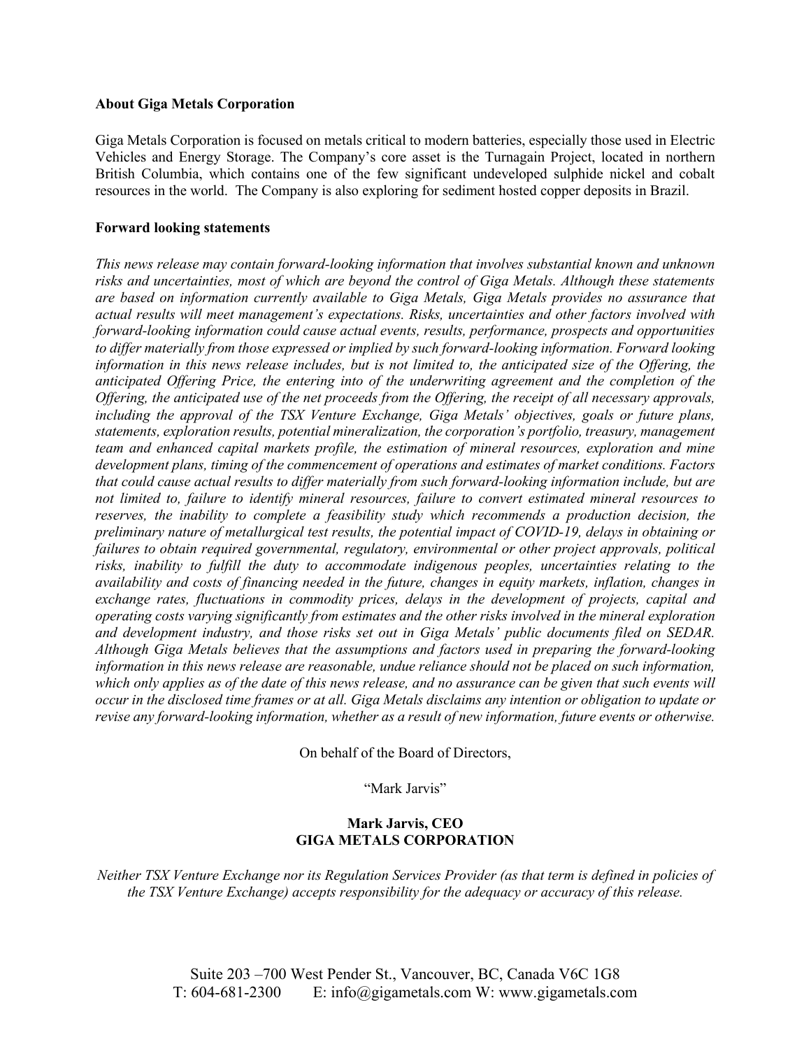**About Giga Metals Corporation**

Giga Metals Corporation is focused on metals critical to modern batteries, especially those used in Electric Vehicles and Energy Storage. The Company's core asset is the Turnagain Project, located in northern British Columbia, which contains one of the few significant undeveloped sulphide nickel and cobalt resources in the world. The Company is also exploring for sediment hosted copper deposits in Brazil.

**Forward looking statements**

*This news release may contain forward-looking information that involves substantial known and unknown risks and uncertainties, most of which are beyond the control of Giga Metals. Although these statements are based on information currently available to Giga Metals, Giga Metals provides no assurance that actual results will meet management's expectations. Risks, uncertainties and other factors involved with forward-looking information could cause actual events, results, performance, prospects and opportunities to differ materially from those expressed or implied by such forward-looking information. Forward looking information in this news release includes, but is not limited to, the anticipated size of the Offering, the anticipated Offering Price, the entering into of the underwriting agreement and the completion of the Offering, the anticipated use of the net proceeds from the Offering, the receipt of all necessary approvals, including the approval of the TSX Venture Exchange, Giga Metals' objectives, goals or future plans, statements, exploration results, potential mineralization, the corporation's portfolio, treasury, management team and enhanced capital markets profile, the estimation of mineral resources, exploration and mine development plans, timing of the commencement of operations and estimates of market conditions. Factors that could cause actual results to differ materially from such forward-looking information include, but are not limited to, failure to identify mineral resources, failure to convert estimated mineral resources to reserves, the inability to complete a feasibility study which recommends a production decision, the preliminary nature of metallurgical test results, the potential impact of COVID-19, delays in obtaining or failures to obtain required governmental, regulatory, environmental or other project approvals, political risks, inability to fulfill the duty to accommodate indigenous peoples, uncertainties relating to the availability and costs of financing needed in the future, changes in equity markets, inflation, changes in exchange rates, fluctuations in commodity prices, delays in the development of projects, capital and operating costs varying significantly from estimates and the other risks involved in the mineral exploration and development industry, and those risks set out in Giga Metals' public documents filed on SEDAR. Although Giga Metals believes that the assumptions and factors used in preparing the forward-looking information in this news release are reasonable, undue reliance should not be placed on such information, which only applies as of the date of this news release, and no assurance can be given that such events will occur in the disclosed time frames or at all. Giga Metals disclaims any intention or obligation to update or revise any forward-looking information, whether as a result of new information, future events or otherwise.*

On behalf of the Board of Directors,

"Mark Jarvis"

**Mark Jarvis, CEO**
**GIGA METALS CORPORATION**

*Neither TSX Venture Exchange nor its Regulation Services Provider (as that term is defined in policies of the TSX Venture Exchange) accepts responsibility for the adequacy or accuracy of this release.*

Suite 203 –700 West Pender St., Vancouver, BC, Canada V6C 1G8
T: 604-681-2300 E: info@gigametals.com W: www.gigametals.com